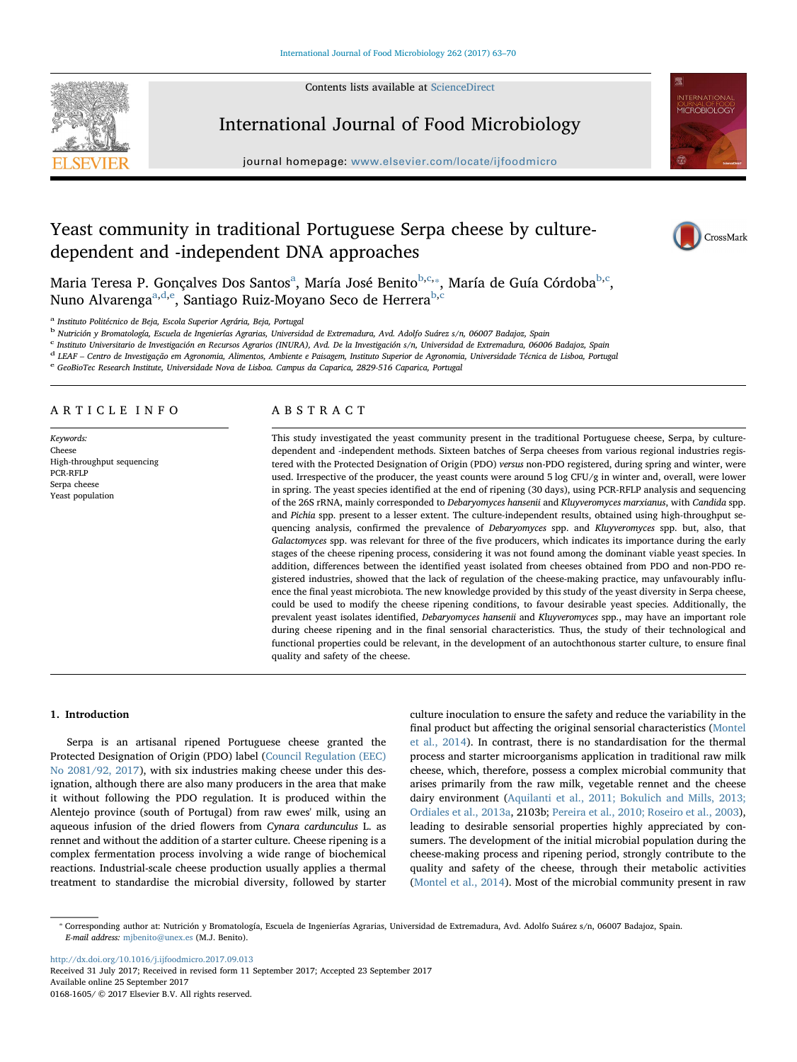# Yeast community in traditional Portuguese Serpa cheese by culture-dependent and -independent DNA approaches

Maria Teresa P. Gonçalves Dos Santos[a], María José Benito[b,c,*], María de Guía Córdoba[b,c], Nuno Alvarenga[a,d,e], Santiago Ruiz-Moyano Seco de Herrera[b,c]

[a] Instituto Politécnico de Beja, Escola Superior Agrária, Beja, Portugal

[b] Nutrición y Bromatología, Escuela de Ingenierías Agrarias, Universidad de Extremadura, Avd. Adolfo Suárez s/n, 06007 Badajoz, Spain

[c] Instituto Universitario de Investigación en Recursos Agrarios (INURA), Avd. De la Investigación s/n, Universidad de Extremadura, 06006 Badajoz, Spain

[d] LEAF – Centro de Investigação em Agronomia, Alimentos, Ambiente e Paisagem, Instituto Superior de Agronomia, Universidade Técnica de Lisboa, Portugal

[e] GeoBioTec Research Institute, Universidade Nova de Lisboa. Campus da Caparica, 2829-516 Caparica, Portugal

## ARTICLE INFO

*Keywords:*
Cheese
High-throughput sequencing
PCR-RFLP
Serpa cheese
Yeast population

## ABSTRACT

This study investigated the yeast community present in the traditional Portuguese cheese, Serpa, by culture-dependent and -independent methods. Sixteen batches of Serpa cheeses from various regional industries registered with the Protected Designation of Origin (PDO) *versus* non-PDO registered, during spring and winter, were used. Irrespective of the producer, the yeast counts were around 5 log CFU/g in winter and, overall, were lower in spring. The yeast species identified at the end of ripening (30 days), using PCR-RFLP analysis and sequencing of the 26S rRNA, mainly corresponded to *Debaryomyces hansenii* and *Kluyveromyces marxianus*, with *Candida* spp. and *Pichia* spp. present to a lesser extent. The culture-independent results, obtained using high-throughput sequencing analysis, confirmed the prevalence of *Debaryomyces* spp. and *Kluyveromyces* spp. but, also, that *Galactomyces* spp. was relevant for three of the five producers, which indicates its importance during the early stages of the cheese ripening process, considering it was not found among the dominant viable yeast species. In addition, differences between the identified yeast isolated from cheeses obtained from PDO and non-PDO registered industries, showed that the lack of regulation of the cheese-making practice, may unfavourably influence the final yeast microbiota. The new knowledge provided by this study of the yeast diversity in Serpa cheese, could be used to modify the cheese ripening conditions, to favour desirable yeast species. Additionally, the prevalent yeast isolates identified, *Debaryomyces hansenii* and *Kluyveromyces* spp., may have an important role during cheese ripening and in the final sensorial characteristics. Thus, the study of their technological and functional properties could be relevant, in the development of an autochthonous starter culture, to ensure final quality and safety of the cheese.

## 1. Introduction

Serpa is an artisanal ripened Portuguese cheese granted the Protected Designation of Origin (PDO) label (Council Regulation (EEC) No 2081/92, 2017), with six industries making cheese under this designation, although there are also many producers in the area that make it without following the PDO regulation. It is produced within the Alentejo province (south of Portugal) from raw ewes' milk, using an aqueous infusion of the dried flowers from *Cynara cardunculus* L. as rennet and without the addition of a starter culture. Cheese ripening is a complex fermentation process involving a wide range of biochemical reactions. Industrial-scale cheese production usually applies a thermal treatment to standardise the microbial diversity, followed by starter culture inoculation to ensure the safety and reduce the variability in the final product but affecting the original sensorial characteristics (Montel et al., 2014). In contrast, there is no standardisation for the thermal process and starter microorganisms application in traditional raw milk cheese, which, therefore, possess a complex microbial community that arises primarily from the raw milk, vegetable rennet and the cheese dairy environment (Aquilanti et al., 2011; Bokulich and Mills, 2013; Ordiales et al., 2013a, 2103b; Pereira et al., 2010; Roseiro et al., 2003), leading to desirable sensorial properties highly appreciated by consumers. The development of the initial microbial population during the cheese-making process and ripening period, strongly contribute to the quality and safety of the cheese, through their metabolic activities (Montel et al., 2014). Most of the microbial community present in raw

---

* Corresponding author at: Nutrición y Bromatología, Escuela de Ingenierías Agrarias, Universidad de Extremadura, Avd. Adolfo Suárez s/n, 06007 Badajoz, Spain.
*E-mail address:* mjbenito@unex.es (M.J. Benito).

http://dx.doi.org/10.1016/j.ijfoodmicro.2017.09.013
Received 31 July 2017; Received in revised form 11 September 2017; Accepted 23 September 2017
Available online 25 September 2017
0168-1605/ © 2017 Elsevier B.V. All rights reserved.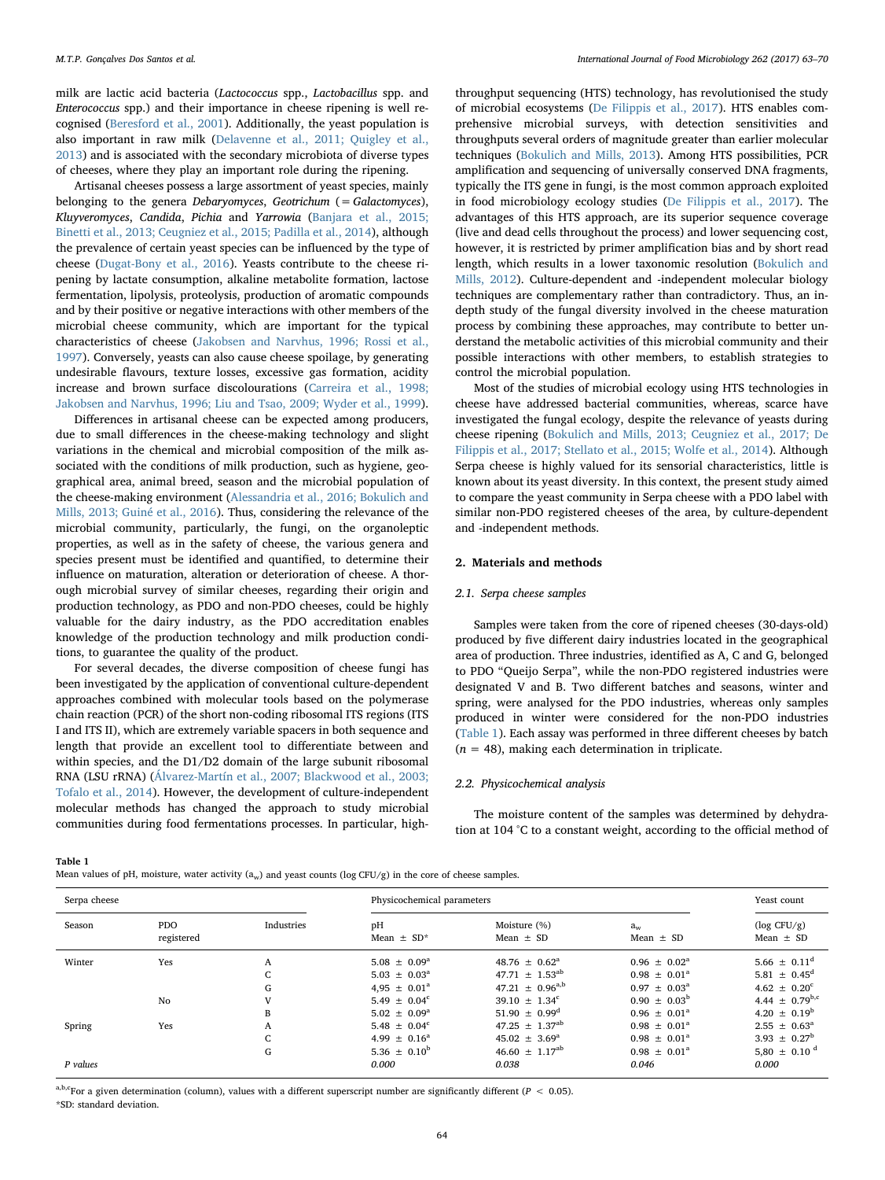milk are lactic acid bacteria (*Lactococcus* spp., *Lactobacillus* spp. and *Enterococcus* spp.) and their importance in cheese ripening is well recognised (Beresford et al., 2001). Additionally, the yeast population is also important in raw milk (Delavenne et al., 2011; Quigley et al., 2013) and is associated with the secondary microbiota of diverse types of cheeses, where they play an important role during the ripening.

Artisanal cheeses possess a large assortment of yeast species, mainly belonging to the genera *Debaryomyces*, *Geotrichum* (= *Galactomyces*), *Kluyveromyces*, *Candida*, *Pichia* and *Yarrowia* (Banjara et al., 2015; Binetti et al., 2013; Ceugniez et al., 2015; Padilla et al., 2014), although the prevalence of certain yeast species can be influenced by the type of cheese (Dugat-Bony et al., 2016). Yeasts contribute to the cheese ripening by lactate consumption, alkaline metabolite formation, lactose fermentation, lipolysis, proteolysis, production of aromatic compounds and by their positive or negative interactions with other members of the microbial cheese community, which are important for the typical characteristics of cheese (Jakobsen and Narvhus, 1996; Rossi et al., 1997). Conversely, yeasts can also cause cheese spoilage, by generating undesirable flavours, texture losses, excessive gas formation, acidity increase and brown surface discolourations (Carreira et al., 1998; Jakobsen and Narvhus, 1996; Liu and Tsao, 2009; Wyder et al., 1999).

Differences in artisanal cheese can be expected among producers, due to small differences in the cheese-making technology and slight variations in the chemical and microbial composition of the milk associated with the conditions of milk production, such as hygiene, geographical area, animal breed, season and the microbial population of the cheese-making environment (Alessandria et al., 2016; Bokulich and Mills, 2013; Guiné et al., 2016). Thus, considering the relevance of the microbial community, particularly, the fungi, on the organoleptic properties, as well as in the safety of cheese, the various genera and species present must be identified and quantified, to determine their influence on maturation, alteration or deterioration of cheese. A thorough microbial survey of similar cheeses, regarding their origin and production technology, as PDO and non-PDO cheeses, could be highly valuable for the dairy industry, as the PDO accreditation enables knowledge of the production technology and milk production conditions, to guarantee the quality of the product.

For several decades, the diverse composition of cheese fungi has been investigated by the application of conventional culture-dependent approaches combined with molecular tools based on the polymerase chain reaction (PCR) of the short non-coding ribosomal ITS regions (ITS I and ITS II), which are extremely variable spacers in both sequence and length that provide an excellent tool to differentiate between and within species, and the D1/D2 domain of the large subunit ribosomal RNA (LSU rRNA) (Álvarez-Martín et al., 2007; Blackwood et al., 2003; Tofalo et al., 2014). However, the development of culture-independent molecular methods has changed the approach to study microbial communities during food fermentations processes. In particular, high-throughput sequencing (HTS) technology, has revolutionised the study of microbial ecosystems (De Filippis et al., 2017). HTS enables comprehensive microbial surveys, with detection sensitivities and throughputs several orders of magnitude greater than earlier molecular techniques (Bokulich and Mills, 2013). Among HTS possibilities, PCR amplification and sequencing of universally conserved DNA fragments, typically the ITS gene in fungi, is the most common approach exploited in food microbiology ecology studies (De Filippis et al., 2017). The advantages of this HTS approach, are its superior sequence coverage (live and dead cells throughout the process) and lower sequencing cost, however, it is restricted by primer amplification bias and by short read length, which results in a lower taxonomic resolution (Bokulich and Mills, 2012). Culture-dependent and -independent molecular biology techniques are complementary rather than contradictory. Thus, an in-depth study of the fungal diversity involved in the cheese maturation process by combining these approaches, may contribute to better understand the metabolic activities of this microbial community and their possible interactions with other members, to establish strategies to control the microbial population.

Most of the studies of microbial ecology using HTS technologies in cheese have addressed bacterial communities, whereas, scarce have investigated the fungal ecology, despite the relevance of yeasts during cheese ripening (Bokulich and Mills, 2013; Ceugniez et al., 2017; De Filippis et al., 2017; Stellato et al., 2015; Wolfe et al., 2014). Although Serpa cheese is highly valued for its sensorial characteristics, little is known about its yeast diversity. In this context, the present study aimed to compare the yeast community in Serpa cheese with a PDO label with similar non-PDO registered cheeses of the area, by culture-dependent and -independent methods.

## 2. Materials and methods

### 2.1. Serpa cheese samples

Samples were taken from the core of ripened cheeses (30-days-old) produced by five different dairy industries located in the geographical area of production. Three industries, identified as A, C and G, belonged to PDO "Queijo Serpa", while the non-PDO registered industries were designated V and B. Two different batches and seasons, winter and spring, were analysed for the PDO industries, whereas only samples produced in winter were considered for the non-PDO industries (Table 1). Each assay was performed in three different cheeses by batch ($n = 48$), making each determination in triplicate.

### 2.2. Physicochemical analysis

The moisture content of the samples was determined by dehydration at 104 °C to a constant weight, according to the official method of

**Table 1**
Mean values of pH, moisture, water activity ($a_w$) and yeast counts (log CFU/g) in the core of cheese samples.

| Serpa cheese | | | Physicochemical parameters | | | Yeast count |
|---|---|---|---|---|---|---|
| Season | PDO registered | Industries | pH Mean ± SD* | Moisture (%) Mean ± SD | $a_w$ Mean ± SD | (log CFU/g) Mean ± SD |
| Winter | Yes | A | 5.08 ± 0.09[a] | 48.76 ± 0.62[a] | 0.96 ± 0.02[a] | 5.66 ± 0.11[d] |
| | | C | 5.03 ± 0.03[a] | 47.71 ± 1.53[ab] | 0.98 ± 0.01[a] | 5.81 ± 0.45[d] |
| | | G | 4,95 ± 0.01[a] | 47.21 ± 0.96[a,b] | 0.97 ± 0.03[a] | 4.62 ± 0.20[c] |
| | No | V | 5.49 ± 0.04[c] | 39.10 ± 1.34[c] | 0.90 ± 0.03[b] | 4.44 ± 0.79[b,c] |
| | | B | 5.02 ± 0.09[a] | 51.90 ± 0.99[d] | 0.96 ± 0.01[a] | 4.20 ± 0.19[b] |
| Spring | Yes | A | 5.48 ± 0.04[c] | 47.25 ± 1.37[ab] | 0.98 ± 0.01[a] | 2.55 ± 0.63[a] |
| | | C | 4.99 ± 0.16[a] | 45.02 ± 3.69[a] | 0.98 ± 0.01[a] | 3.93 ± 0.27[b] |
| | | G | 5.36 ± 0.10[b] | 46.60 ± 1.17[ab] | 0.98 ± 0.01[a] | 5,80 ± 0.10 [d] |
| *P values* | | | *0.000* | *0.038* | *0.046* | *0.000* |

[a,b,c]For a given determination (column), values with a different superscript number are significantly different ($P < 0.05$).
*SD: standard deviation.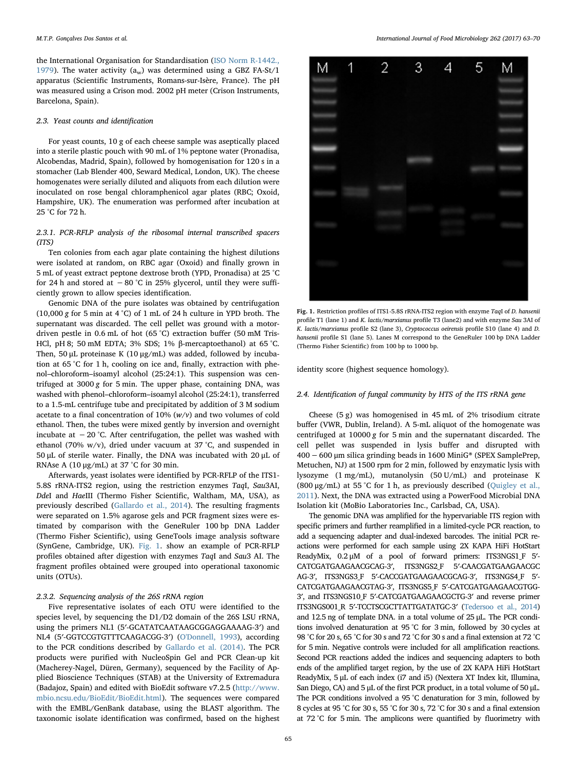the International Organisation for Standardisation (ISO Norm R-1442., 1979). The water activity ($a_w$) was determined using a GBZ FA-St/1 apparatus (Scientific Instruments, Romans-sur-Isère, France). The pH was measured using a Crison mod. 2002 pH meter (Crison Instruments, Barcelona, Spain).

### 2.3. Yeast counts and identification

For yeast counts, 10 g of each cheese sample was aseptically placed into a sterile plastic pouch with 90 mL of 1% peptone water (Pronadisa, Alcobendas, Madrid, Spain), followed by homogenisation for 120 s in a stomacher (Lab Blender 400, Seward Medical, London, UK). The cheese homogenates were serially diluted and aliquots from each dilution were inoculated on rose bengal chloramphenicol agar plates (RBC; Oxoid, Hampshire, UK). The enumeration was performed after incubation at 25 °C for 72 h.

#### 2.3.1. PCR-RFLP analysis of the ribosomal internal transcribed spacers (ITS)

Ten colonies from each agar plate containing the highest dilutions were isolated at random, on RBC agar (Oxoid) and finally grown in 5 mL of yeast extract peptone dextrose broth (YPD, Pronadisa) at 25 °C for 24 h and stored at −80 °C in 25% glycerol, until they were sufficiently grown to allow species identification.

Genomic DNA of the pure isolates was obtained by centrifugation (10,000 *g* for 5 min at 4 °C) of 1 mL of 24 h culture in YPD broth. The supernatant was discarded. The cell pellet was ground with a motor-driven pestle in 0.6 mL of hot (65 °C) extraction buffer (50 mM Tris-HCl, pH 8; 50 mM EDTA; 3% SDS; 1% β-mercaptoethanol) at 65 °C. Then, 50 μL proteinase K (10 μg/mL) was added, followed by incubation at 65 °C for 1 h, cooling on ice and, finally, extraction with phenol–chloroform–isoamyl alcohol (25:24:1). This suspension was centrifuged at 3000 *g* for 5 min. The upper phase, containing DNA, was washed with phenol–chloroform–isoamyl alcohol (25:24:1), transferred to a 1.5-mL centrifuge tube and precipitated by addition of 3 M sodium acetate to a final concentration of 10% (*w/v*) and two volumes of cold ethanol. Then, the tubes were mixed gently by inversion and overnight incubate at −20 °C. After centrifugation, the pellet was washed with ethanol (70% w/v), dried under vacuum at 37 °C, and suspended in 50 μL of sterile water. Finally, the DNA was incubated with 20 μL of RNAse A (10 μg/mL) at 37 °C for 30 min.

Afterwards, yeast isolates were identified by PCR-RFLP of the ITS1-5.8S rRNA-ITS2 region, using the restriction enzymes *Taq*I, *Sau*3AI, *Dde*I and *Hae*III (Thermo Fisher Scientific, Waltham, MA, USA), as previously described (Gallardo et al., 2014). The resulting fragments were separated on 1.5% agarose gels and PCR fragment sizes were estimated by comparison with the GeneRuler 100 bp DNA Ladder (Thermo Fisher Scientific), using GeneTools image analysis software (SynGene, Cambridge, UK). Fig. 1. show an example of PCR-RFLP profiles obtained after digestion with enzymes *Taq*I and *Sau*3 AI. The fragment profiles obtained were grouped into operational taxonomic units (OTUs).

#### 2.3.2. Sequencing analysis of the 26S rRNA region

Five representative isolates of each OTU were identified to the species level, by sequencing the D1/D2 domain of the 26S LSU rRNA, using the primers NL1 (5′-GCATATCAATAAGCGGAGGAAAAG-3′) and NL4 (5′-GGTCCGTGTTTCAAGACGG-3′) (O'Donnell, 1993), according to the PCR conditions described by Gallardo et al. (2014). The PCR products were purified with NucleoSpin Gel and PCR Clean-up kit (Macherey-Nagel, Düren, Germany), sequenced by the Facility of Applied Bioscience Techniques (STAB) at the University of Extremadura (Badajoz, Spain) and edited with BioEdit software v7.2.5 (http://www.mbio.ncsu.edu/BioEdit/BioEdit.html). The sequences were compared with the EMBL/GenBank database, using the BLAST algorithm. The taxonomic isolate identification was confirmed, based on the highest identity score (highest sequence homology).

Fig. 1. Restriction profiles of ITS1-5.8S rRNA-ITS2 region with enzyme *Taq*I of *D. hansenii* profile T1 (lane 1) and *K. lactis/marxianus* profile T3 (lane2) and with enzyme *Sau* 3AI of *K. lactis/marxianus* profile S2 (lane 3), *Cryptococcus oeirensis* profile S10 (lane 4) and *D. hansenii* profile S1 (lane 5). Lanes M correspond to the GeneRuler 100 bp DNA Ladder (Thermo Fisher Scientific) from 100 bp to 1000 bp.

### 2.4. Identification of fungal community by HTS of the ITS rRNA gene

Cheese (5 g) was homogenised in 45 mL of 2% trisodium citrate buffer (VWR, Dublin, Ireland). A 5-mL aliquot of the homogenate was centrifuged at 10000 *g* for 5 min and the supernatant discarded. The cell pellet was suspended in lysis buffer and disrupted with 400 − 600 μm silica grinding beads in 1600 MiniG® (SPEX SamplePrep, Metuchen, NJ) at 1500 rpm for 2 min, followed by enzymatic lysis with lysozyme (1 mg/mL), mutanolysin (50 U/mL) and proteinase K (800 μg/mL) at 55 °C for 1 h, as previously described (Quigley et al., 2011). Next, the DNA was extracted using a PowerFood Microbial DNA Isolation kit (MoBio Laboratories Inc., Carlsbad, CA, USA).

The genomic DNA was amplified for the hypervariable ITS region with specific primers and further reamplified in a limited-cycle PCR reaction, to add a sequencing adapter and dual-indexed barcodes. The initial PCR reactions were performed for each sample using 2X KAPA HiFi HotStart ReadyMix, 0.2 μM of a pool of forward primers: ITS3NGS1_F 5′-CATCGATGAAGAACGCAG-3′, ITS3NGS2_F 5′-CAACGATGAAGAACGCAG-3′, ITS3NGS3_F 5′-CACCGATGAAGAACGCAG-3′, ITS3NGS4_F 5′-CATCGATGAAGAACGTAG-3′, ITS3NGS5_F 5′-CATCGATGAAGAACGTGG-3′, and ITS3NGS10_F 5′-CATCGATGAAGAACGCTG-3′ and reverse primer ITS3NGS001_R 5′-TCCTSCGCTTATTGATATGC-3′ (Tedersoo et al., 2014) and 12.5 ng of template DNA. in a total volume of 25 μL. The PCR conditions involved denaturation at 95 °C for 3 min, followed by 30 cycles at 98 °C for 20 s, 65 °C for 30 s and 72 °C for 30 s and a final extension at 72 °C for 5 min. Negative controls were included for all amplification reactions. Second PCR reactions added the indices and sequencing adapters to both ends of the amplified target region, by the use of 2X KAPA HiFi HotStart ReadyMix, 5 μL of each index (i7 and i5) (Nextera XT Index kit, Illumina, San Diego, CA) and 5 μL of the first PCR product, in a total volume of 50 μL. The PCR conditions involved a 95 °C denaturation for 3 min, followed by 8 cycles at 95 °C for 30 s, 55 °C for 30 s, 72 °C for 30 s and a final extension at 72 °C for 5 min. The amplicons were quantified by fluorimetry with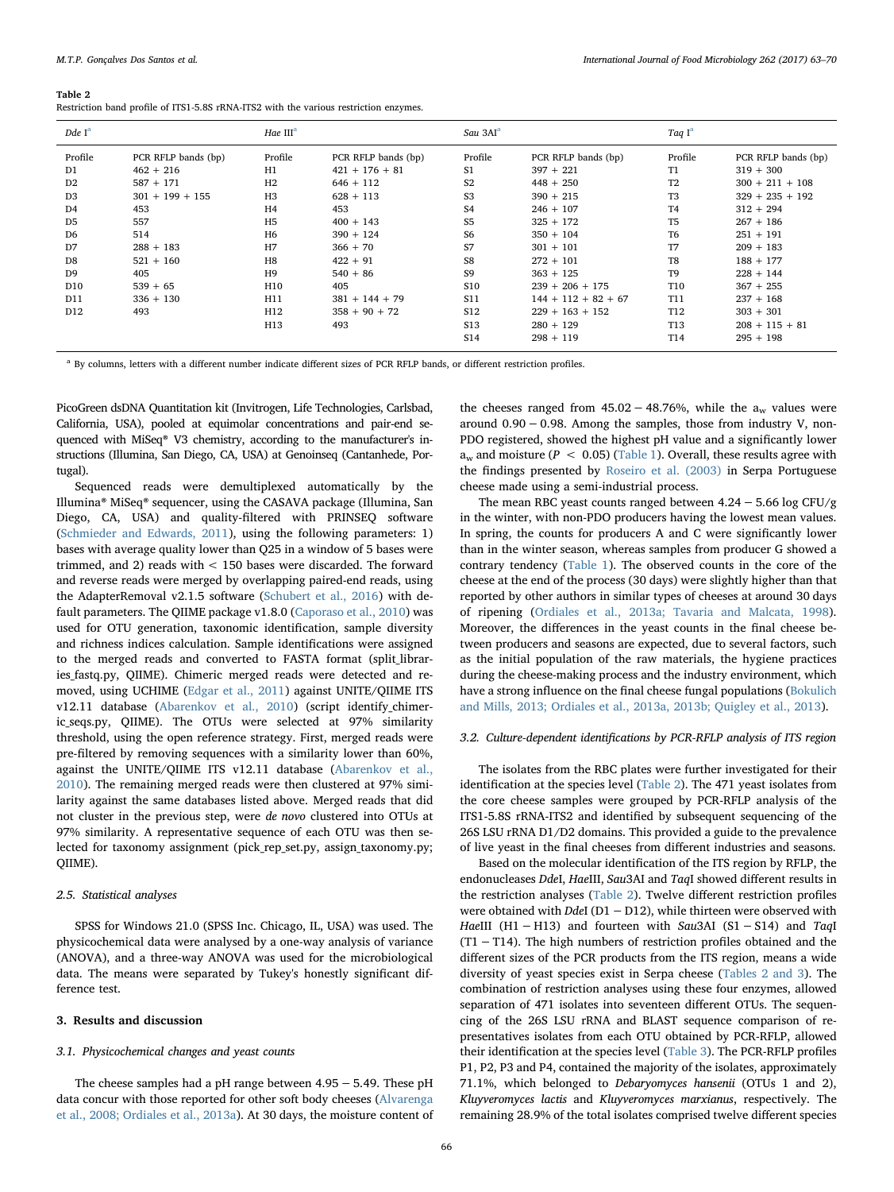**Table 2**
Restriction band profile of ITS1-5.8S rRNA-ITS2 with the various restriction enzymes.

| *Dde* I[a] | | *Hae* III[a] | | *Sau* 3AI[a] | | *Taq* I[a] | |
|---|---|---|---|---|---|---|---|
| Profile | PCR RFLP bands (bp) | Profile | PCR RFLP bands (bp) | Profile | PCR RFLP bands (bp) | Profile | PCR RFLP bands (bp) |
| D1 | 462 + 216 | H1 | 421 + 176 + 81 | S1 | 397 + 221 | T1 | 319 + 300 |
| D2 | 587 + 171 | H2 | 646 + 112 | S2 | 448 + 250 | T2 | 300 + 211 + 108 |
| D3 | 301 + 199 + 155 | H3 | 628 + 113 | S3 | 390 + 215 | T3 | 329 + 235 + 192 |
| D4 | 453 | H4 | 453 | S4 | 246 + 107 | T4 | 312 + 294 |
| D5 | 557 | H5 | 400 + 143 | S5 | 325 + 172 | T5 | 267 + 186 |
| D6 | 514 | H6 | 390 + 124 | S6 | 350 + 104 | T6 | 251 + 191 |
| D7 | 288 + 183 | H7 | 366 + 70 | S7 | 301 + 101 | T7 | 209 + 183 |
| D8 | 521 + 160 | H8 | 422 + 91 | S8 | 272 + 101 | T8 | 188 + 177 |
| D9 | 405 | H9 | 540 + 86 | S9 | 363 + 125 | T9 | 228 + 144 |
| D10 | 539 + 65 | H10 | 405 | S10 | 239 + 206 + 175 | T10 | 367 + 255 |
| D11 | 336 + 130 | H11 | 381 + 144 + 79 | S11 | 144 + 112 + 82 + 67 | T11 | 237 + 168 |
| D12 | 493 | H12 | 358 + 90 + 72 | S12 | 229 + 163 + 152 | T12 | 303 + 301 |
| | | H13 | 493 | S13 | 280 + 129 | T13 | 208 + 115 + 81 |
| | | | | S14 | 298 + 119 | T14 | 295 + 198 |

[a] By columns, letters with a different number indicate different sizes of PCR RFLP bands, or different restriction profiles.

PicoGreen dsDNA Quantitation kit (Invitrogen, Life Technologies, Carlsbad, California, USA), pooled at equimolar concentrations and pair-end sequenced with MiSeq® V3 chemistry, according to the manufacturer's instructions (Illumina, San Diego, CA, USA) at Genoinseq (Cantanhede, Portugal).

Sequenced reads were demultiplexed automatically by the Illumina® MiSeq® sequencer, using the CASAVA package (Illumina, San Diego, CA, USA) and quality-filtered with PRINSEQ software (Schmieder and Edwards, 2011), using the following parameters: 1) bases with average quality lower than Q25 in a window of 5 bases were trimmed, and 2) reads with < 150 bases were discarded. The forward and reverse reads were merged by overlapping paired-end reads, using the AdapterRemoval v2.1.5 software (Schubert et al., 2016) with default parameters. The QIIME package v1.8.0 (Caporaso et al., 2010) was used for OTU generation, taxonomic identification, sample diversity and richness indices calculation. Sample identifications were assigned to the merged reads and converted to FASTA format (split_libraries_fastq.py, QIIME). Chimeric merged reads were detected and removed, using UCHIME (Edgar et al., 2011) against UNITE/QIIME ITS v12.11 database (Abarenkov et al., 2010) (script identify_chimeric_seqs.py, QIIME). The OTUs were selected at 97% similarity threshold, using the open reference strategy. First, merged reads were pre-filtered by removing sequences with a similarity lower than 60%, against the UNITE/QIIME ITS v12.11 database (Abarenkov et al., 2010). The remaining merged reads were then clustered at 97% similarity against the same databases listed above. Merged reads that did not cluster in the previous step, were *de novo* clustered into OTUs at 97% similarity. A representative sequence of each OTU was then selected for taxonomy assignment (pick_rep_set.py, assign_taxonomy.py; QIIME).

### 2.5. Statistical analyses

SPSS for Windows 21.0 (SPSS Inc. Chicago, IL, USA) was used. The physicochemical data were analysed by a one-way analysis of variance (ANOVA), and a three-way ANOVA was used for the microbiological data. The means were separated by Tukey's honestly significant difference test.

## 3. Results and discussion

### 3.1. Physicochemical changes and yeast counts

The cheese samples had a pH range between 4.95 − 5.49. These pH data concur with those reported for other soft body cheeses (Alvarenga et al., 2008; Ordiales et al., 2013a). At 30 days, the moisture content of the cheeses ranged from 45.02 − 48.76%, while the $a_w$ values were around 0.90 − 0.98. Among the samples, those from industry V, non-PDO registered, showed the highest pH value and a significantly lower $a_w$ and moisture ($P < 0.05$) (Table 1). Overall, these results agree with the findings presented by Roseiro et al. (2003) in Serpa Portuguese cheese made using a semi-industrial process.

The mean RBC yeast counts ranged between 4.24 − 5.66 log CFU/g in the winter, with non-PDO producers having the lowest mean values. In spring, the counts for producers A and C were significantly lower than in the winter season, whereas samples from producer G showed a contrary tendency (Table 1). The observed counts in the core of the cheese at the end of the process (30 days) were slightly higher than that reported by other authors in similar types of cheeses at around 30 days of ripening (Ordiales et al., 2013a; Tavaria and Malcata, 1998). Moreover, the differences in the yeast counts in the final cheese between producers and seasons are expected, due to several factors, such as the initial population of the raw materials, the hygiene practices during the cheese-making process and the industry environment, which have a strong influence on the final cheese fungal populations (Bokulich and Mills, 2013; Ordiales et al., 2013a, 2013b; Quigley et al., 2013).

### 3.2. Culture-dependent identifications by PCR-RFLP analysis of ITS region

The isolates from the RBC plates were further investigated for their identification at the species level (Table 2). The 471 yeast isolates from the core cheese samples were grouped by PCR-RFLP analysis of the ITS1-5.8S rRNA-ITS2 and identified by subsequent sequencing of the 26S LSU rRNA D1/D2 domains. This provided a guide to the prevalence of live yeast in the final cheeses from different industries and seasons.

Based on the molecular identification of the ITS region by RFLP, the endonucleases *Dde*I, *Hae*III, *Sau*3AI and *Taq*I showed different results in the restriction analyses (Table 2). Twelve different restriction profiles were obtained with *Dde*I (D1 − D12), while thirteen were observed with *Hae*III (H1 − H13) and fourteen with *Sau*3AI (S1 − S14) and *Taq*I (T1 − T14). The high numbers of restriction profiles obtained and the different sizes of the PCR products from the ITS region, means a wide diversity of yeast species exist in Serpa cheese (Tables 2 and 3). The combination of restriction analyses using these four enzymes, allowed separation of 471 isolates into seventeen different OTUs. The sequencing of the 26S LSU rRNA and BLAST sequence comparison of representatives isolates from each OTU obtained by PCR-RFLP, allowed their identification at the species level (Table 3). The PCR-RFLP profiles P1, P2, P3 and P4, contained the majority of the isolates, approximately 71.1%, which belonged to *Debaryomyces hansenii* (OTUs 1 and 2), *Kluyveromyces lactis* and *Kluyveromyces marxianus*, respectively. The remaining 28.9% of the total isolates comprised twelve different species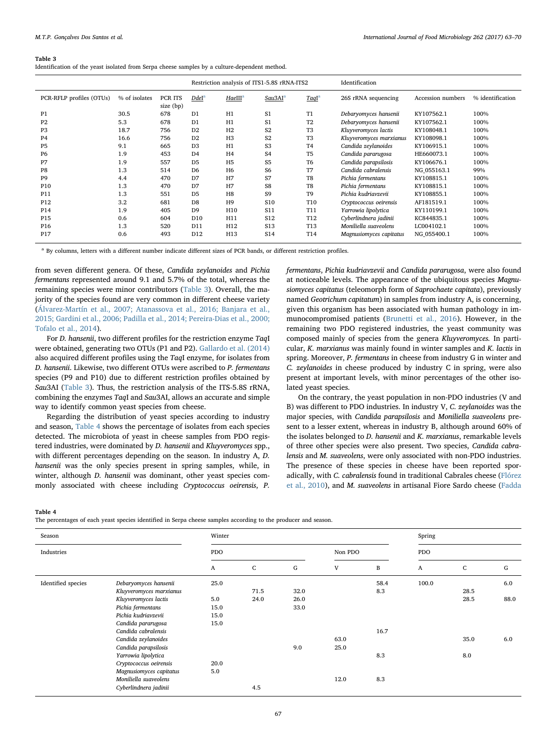**Table 3**
Identification of the yeast isolated from Serpa cheese samples by a culture-dependent method.

| PCR-RFLP profiles (OTUs) | % of isolates | PCR ITS size (bp) | Restriction analysis of ITS1-5.8S rRNA-ITS2 | | | | Identification | | |
|---|---|---|---|---|---|---|---|---|---|
| | | | *Dde*I[a] | *Hae*III[a] | *Sau*3AI[a] | *Taq*I[a] | 26S rRNA sequencing | Accession numbers | % identification |
| P1 | 30.5 | 678 | D1 | H1 | S1 | T1 | *Debaryomyces hansenii* | KY107562.1 | 100% |
| P2 | 5.3 | 678 | D1 | H1 | S1 | T2 | *Debaryomyces hansenii* | KY107562.1 | 100% |
| P3 | 18.7 | 756 | D2 | H2 | S2 | T3 | *Kluyveromyces lactis* | KY108048.1 | 100% |
| P4 | 16.6 | 756 | D2 | H3 | S2 | T3 | *Kluyveromyces marxianus* | KY108098.1 | 100% |
| P5 | 9.1 | 665 | D3 | H1 | S3 | T4 | *Candida zeylanoides* | KY106915.1 | 100% |
| P6 | 1.9 | 453 | D4 | H4 | S4 | T5 | *Candida pararugosa* | HE660073.1 | 100% |
| P7 | 1.9 | 557 | D5 | H5 | S5 | T6 | *Candida parapsilosis* | KY106676.1 | 100% |
| P8 | 1.3 | 514 | D6 | H6 | S6 | T7 | *Candida cabralensis* | NG_055163.1 | 99% |
| P9 | 4.4 | 470 | D7 | H7 | S7 | T8 | *Pichia fermentans* | KY108815.1 | 100% |
| P10 | 1.3 | 470 | D7 | H7 | S8 | T8 | *Pichia fermentans* | KY108815.1 | 100% |
| P11 | 1.3 | 551 | D5 | H8 | S9 | T9 | *Pichia kudriavzevii* | KY108855.1 | 100% |
| P12 | 3.2 | 681 | D8 | H9 | S10 | T10 | *Cryptococcus oeirensis* | AF181519.1 | 100% |
| P14 | 1.9 | 405 | D9 | H10 | S11 | T11 | *Yarrowia lipolytica* | KY110199.1 | 100% |
| P15 | 0.6 | 604 | D10 | H11 | S12 | T12 | *Cyberlindnera jadinii* | KC844835.1 | 100% |
| P16 | 1.3 | 520 | D11 | H12 | S13 | T13 | *Moniliella suaveolens* | LC004102.1 | 100% |
| P17 | 0.6 | 493 | D12 | H13 | S14 | T14 | *Magnusiomyces capitatus* | NG_055400.1 | 100% |

[a] By columns, letters with a different number indicate different sizes of PCR bands, or different restriction profiles.

from seven different genera. Of these, *Candida zeylanoides* and *Pichia fermentans* represented around 9.1 and 5.7% of the total, whereas the remaining species were minor contributors (Table 3). Overall, the majority of the species found are very common in different cheese variety (Álvarez-Martín et al., 2007; Atanassova et al., 2016; Banjara et al., 2015; Gardini et al., 2006; Padilla et al., 2014; Pereira-Dias et al., 2000; Tofalo et al., 2014).

For *D. hansenii*, two different profiles for the restriction enzyme *Taq*I were obtained, generating two OTUs (P1 and P2). Gallardo et al. (2014) also acquired different profiles using the *Taq*I enzyme, for isolates from *D. hansenii*. Likewise, two different OTUs were ascribed to *P. fermentans* species (P9 and P10) due to different restriction profiles obtained by *Sau*3AI (Table 3). Thus, the restriction analysis of the ITS-5.8S rRNA, combining the enzymes *Taq*I and *Sau*3AI, allows an accurate and simple way to identify common yeast species from cheese.

Regarding the distribution of yeast species according to industry and season, Table 4 shows the percentage of isolates from each species detected. The microbiota of yeast in cheese samples from PDO registered industries, were dominated by *D. hansenii* and *Kluyveromyces* spp., with different percentages depending on the season. In industry A, *D. hansenii* was the only species present in spring samples, while, in winter, although *D. hansenii* was dominant, other yeast species commonly associated with cheese including *Cryptococcus oeirensis*, *P. fermentans*, *Pichia kudriavzevii* and *Candida pararugosa*, were also found at noticeable levels. The appearance of the ubiquitous species *Magnusiomyces capitatus* (teleomorph form of *Saprochaete capitata*), previously named *Geotrichum capitatum*) in samples from industry A, is concerning, given this organism has been associated with human pathology in immunocompromised patients (Brunetti et al., 2016). However, in the remaining two PDO registered industries, the yeast community was composed mainly of species from the genera *Kluyveromyces*. In particular, *K. marxianus* was mainly found in winter samples and *K. lactis* in spring. Moreover, *P. fermentans* in cheese from industry G in winter and *C. zeylanoides* in cheese produced by industry C in spring, were also present at important levels, with minor percentages of the other isolated yeast species.

On the contrary, the yeast population in non-PDO industries (V and B) was different to PDO industries. In industry V, *C. zeylanoides* was the major species, with *Candida parapsilosis* and *Moniliella suaveolens* present to a lesser extent, whereas in industry B, although around 60% of the isolates belonged to *D. hansenii* and *K. marxianus*, remarkable levels of three other species were also present. Two species, *Candida cabralensis* and *M. suaveolens*, were only associated with non-PDO industries. The presence of these species in cheese have been reported sporadically, with *C. cabralensis* found in traditional Cabrales cheese (Flórez et al., 2010), and *M. suaveolens* in artisanal Fiore Sardo cheese (Fadda

**Table 4**
The percentages of each yeast species identified in Serpa cheese samples according to the producer and season.

| Season | | Winter | | | | | Spring | | |
|---|---|---|---|---|---|---|---|---|---|
| Industries | | PDO | | | Non PDO | | PDO | | |
| | | A | C | G | V | B | A | C | G |
| Identified species | *Debaryomyces hansenii* | 25.0 | | | | 58.4 | 100.0 | | 6.0 |
| | *Kluyveromyces marxianus* | | 71.5 | 32.0 | | 8.3 | | 28.5 | |
| | *Kluyveromyces lactis* | 5.0 | 24.0 | 26.0 | | | | 28.5 | 88.0 |
| | *Pichia fermentans* | 15.0 | | 33.0 | | | | | |
| | *Pichia kudriavzevii* | 15.0 | | | | | | | |
| | *Candida pararugosa* | 15.0 | | | | | | | |
| | *Candida cabralensis* | | | | | 16.7 | | | |
| | *Candida zeylanoides* | | | | 63.0 | | | 35.0 | 6.0 |
| | *Candida parapsilosis* | | | 9.0 | 25.0 | | | | |
| | *Yarrowia lipolytica* | | | | | 8.3 | | 8.0 | |
| | *Cryptococcus oeirensis* | 20.0 | | | | | | | |
| | *Magnusiomyces capitatus* | 5.0 | | | | | | | |
| | *Moniliella suaveolens* | | | | 12.0 | 8.3 | | | |
| | *Cyberlindnera jadinii* | | 4.5 | | | | | | |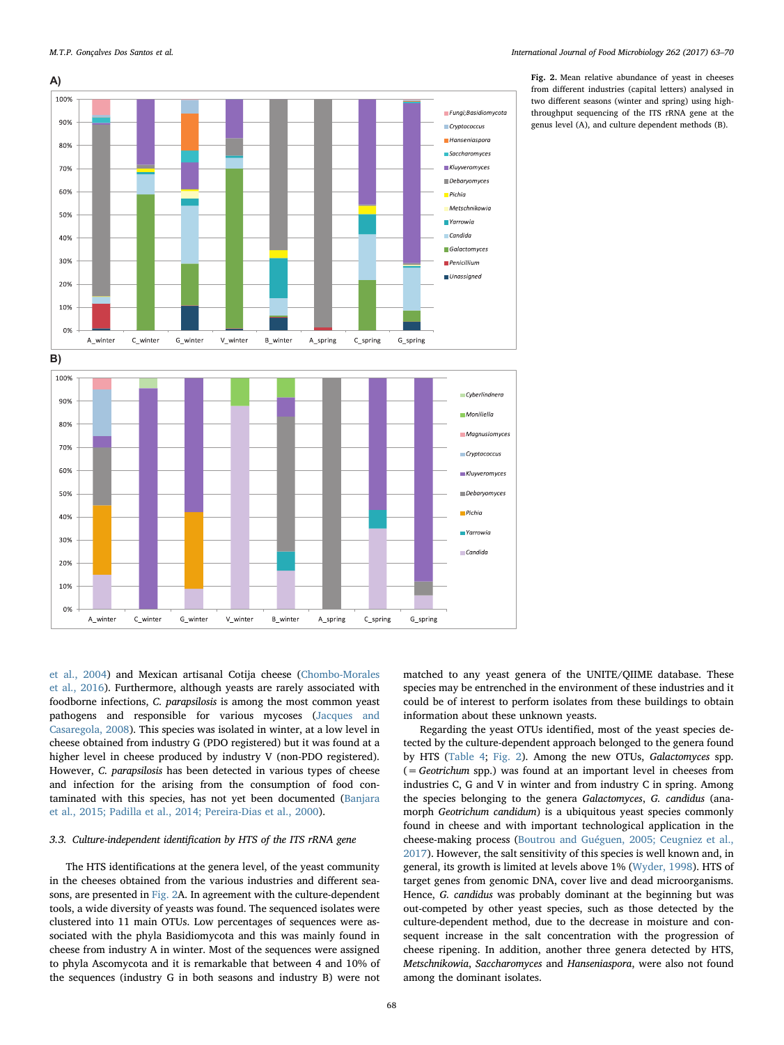Fig. 2. Mean relative abundance of yeast in cheeses from different industries (capital letters) analysed in two different seasons (winter and spring) using high-throughput sequencing of the ITS rRNA gene at the genus level (A), and culture dependent methods (B).

et al., 2004) and Mexican artisanal Cotija cheese (Chombo-Morales et al., 2016). Furthermore, although yeasts are rarely associated with foodborne infections, *C. parapsilosis* is among the most common yeast pathogens and responsible for various mycoses (Jacques and Casaregola, 2008). This species was isolated in winter, at a low level in cheese obtained from industry G (PDO registered) but it was found at a higher level in cheese produced by industry V (non-PDO registered). However, *C. parapsilosis* has been detected in various types of cheese and infection for the arising from the consumption of food contaminated with this species, has not yet been documented (Banjara et al., 2015; Padilla et al., 2014; Pereira-Dias et al., 2000).

### 3.3. Culture-independent identification by HTS of the ITS rRNA gene

The HTS identifications at the genera level, of the yeast community in the cheeses obtained from the various industries and different seasons, are presented in Fig. 2A. In agreement with the culture-dependent tools, a wide diversity of yeasts was found. The sequenced isolates were clustered into 11 main OTUs. Low percentages of sequences were associated with the phyla Basidiomycota and this was mainly found in cheese from industry A in winter. Most of the sequences were assigned to phyla Ascomycota and it is remarkable that between 4 and 10% of the sequences (industry G in both seasons and industry B) were not matched to any yeast genera of the UNITE/QIIME database. These species may be entrenched in the environment of these industries and it could be of interest to perform isolates from these buildings to obtain information about these unknown yeasts.

Regarding the yeast OTUs identified, most of the yeast species detected by the culture-dependent approach belonged to the genera found by HTS (Table 4; Fig. 2). Among the new OTUs, *Galactomyces* spp. (= *Geotrichum* spp.) was found at an important level in cheeses from industries C, G and V in winter and from industry C in spring. Among the species belonging to the genera *Galactomyces*, *G. candidus* (anamorph *Geotrichum candidum*) is a ubiquitous yeast species commonly found in cheese and with important technological application in the cheese-making process (Boutrou and Guéguen, 2005; Ceugniez et al., 2017). However, the salt sensitivity of this species is well known and, in general, its growth is limited at levels above 1% (Wyder, 1998). HTS of target genes from genomic DNA, cover live and dead microorganisms. Hence, *G. candidus* was probably dominant at the beginning but was out-competed by other yeast species, such as those detected by the culture-dependent method, due to the decrease in moisture and consequent increase in the salt concentration with the progression of cheese ripening. In addition, another three genera detected by HTS, *Metschnikowia*, *Saccharomyces* and *Hanseniaspora*, were also not found among the dominant isolates.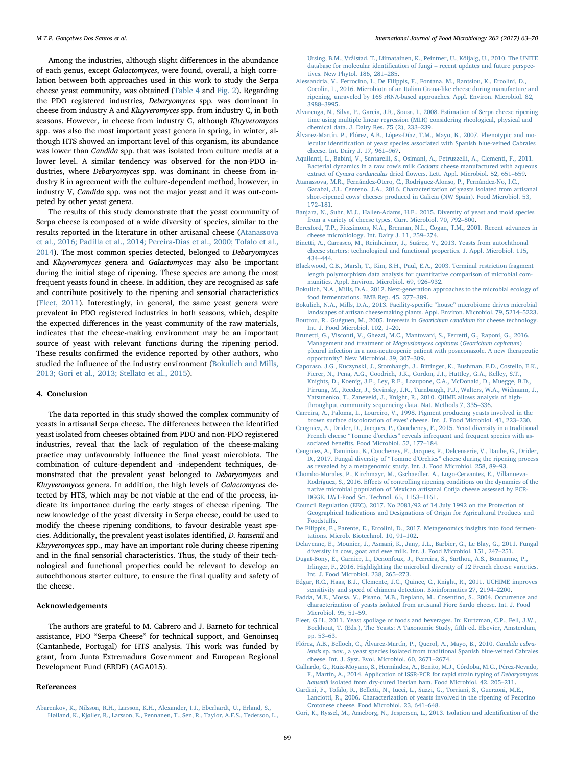Among the industries, although slight differences in the abundance of each genus, except *Galactomyces*, were found, overall, a high correlation between both approaches used in this work to study the Serpa cheese yeast community, was obtained (Table 4 and Fig. 2). Regarding the PDO registered industries, *Debaryomyces* spp. was dominant in cheese from industry A and *Kluyveromyces* spp. from industry C, in both seasons. However, in cheese from industry G, although *Kluyveromyces* spp. was also the most important yeast genera in spring, in winter, although HTS showed an important level of this organism, its abundance was lower than *Candida* spp. that was isolated from culture media at a lower level. A similar tendency was observed for the non-PDO industries, where *Debaryomyces* spp. was dominant in cheese from industry B in agreement with the culture-dependent method, however, in industry V, *Candida* spp. was not the major yeast and it was out-competed by other yeast genera.

The results of this study demonstrate that the yeast community of Serpa cheese is composed of a wide diversity of species, similar to the results reported in the literature in other artisanal cheese (Atanassova et al., 2016; Padilla et al., 2014; Pereira-Dias et al., 2000; Tofalo et al., 2014). The most common species detected, belonged to *Debaryomyces* and *Kluyveromyces* genera and *Galactomyces* may also be important during the initial stage of ripening. These species are among the most frequent yeasts found in cheese. In addition, they are recognised as safe and contribute positively to the ripening and sensorial characteristics (Fleet, 2011). Interestingly, in general, the same yeast genera were prevalent in PDO registered industries in both seasons, which, despite the expected differences in the yeast community of the raw materials, indicates that the cheese-making environment may be an important source of yeast with relevant functions during the ripening period. These results confirmed the evidence reported by other authors, who studied the influence of the industry environment (Bokulich and Mills, 2013; Gori et al., 2013; Stellato et al., 2015).

## 4. Conclusion

The data reported in this study showed the complex community of yeasts in artisanal Serpa cheese. The differences between the identified yeast isolated from cheeses obtained from PDO and non-PDO registered industries, reveal that the lack of regulation of the cheese-making practice may unfavourably influence the final yeast microbiota. The combination of culture-dependent and -independent techniques, demonstrated that the prevalent yeast belonged to *Debaryomyces* and *Kluyveromyces* genera. In addition, the high levels of *Galactomyces* detected by HTS, which may be not viable at the end of the process, indicate its importance during the early stages of cheese ripening. The new knowledge of the yeast diversity in Serpa cheese, could be used to modify the cheese ripening conditions, to favour desirable yeast species. Additionally, the prevalent yeast isolates identified, *D. hansenii* and *Kluyveromyces* spp., may have an important role during cheese ripening and in the final sensorial characteristics. Thus, the study of their technological and functional properties could be relevant to develop an autochthonous starter culture, to ensure the final quality and safety of the cheese.

## Acknowledgements

The authors are grateful to M. Cabrero and J. Barneto for technical assistance, PDO "Serpa Cheese" for technical support, and Genoinseq (Cantanhede, Portugal) for HTS analysis. This work was funded by grant, from Junta Extremadura Government and European Regional Development Fund (ERDF) (AGA015).

## References

Abarenkov, K., Nilsson, R.H., Larsson, K.H., Alexander, I.J., Eberhardt, U., Erland, S., Høiland, K., Kjøller, R., Larsson, E., Pennanen, T., Sen, R., Taylor, A.F.S., Tedersoo, L., Ursing, B.M., Vrålstad, T., Liimatainen, K., Peintner, U., Kõljalg, U., 2010. The UNITE database for molecular identification of fungi – recent updates and future perspectives. New Phytol. 186, 281–285.

Alessandria, V., Ferrocino, I., De Filippis, F., Fontana, M., Rantsiou, K., Ercolini, D., Cocolin, L., 2016. Microbiota of an Italian Grana-like cheese during manufacture and ripening, unraveled by 16S rRNA-based approaches. Appl. Environ. Microbiol. 82, 3988–3995.

Alvarenga, N., Silva, P., Garcia, J.R., Sousa, I., 2008. Estimation of Serpa cheese ripening time using multiple linear regression (MLR) considering rheological, physical and chemical data. J. Dairy Res. 75 (2), 233–239.

Álvarez-Martín, P., Flórez, A.B., López-Díaz, T.M., Mayo, B., 2007. Phenotypic and molecular identification of yeast species associated with Spanish blue-veined Cabrales cheese. Int. Dairy J. 17, 961–967.

Aquilanti, L., Babini, V., Santarelli, S., Osimani, A., Petruzzelli, A., Clementi, F., 2011. Bacterial dynamics in a raw cow's milk *Caciotta* cheese manufactured with aqueous extract of *Cynara cardunculus* dried flowers. Lett. Appl. Microbiol. 52, 651–659.

Atanassova, M.R., Fernández-Otero, C., Rodríguez-Alonso, P., Fernández-No, I.C., Garabal, J.I., Centeno, J.A., 2016. Characterization of yeasts isolated from artisanal short-ripened cows' cheeses produced in Galicia (NW Spain). Food Microbiol. 53, 172–181.

Banjara, N., Suhr, M.J., Hallen-Adams, H.E., 2015. Diversity of yeast and mold species from a variety of cheese types. Curr. Microbiol. 70, 792–800.

Beresford, T.P., Fitzsimons, N.A., Brennan, N.L., Cogan, T.M., 2001. Recent advances in cheese microbiology. Int. Dairy J. 11, 259–274.

Binetti, A., Carrasco, M., Reinheimer, J., Suárez, V., 2013. Yeasts from autochthonal cheese starters: technological and functional properties. J. Appl. Microbiol. 115, 434–444.

Blackwood, C.B., Marsh, T., Kim, S.H., Paul, E.A., 2003. Terminal restriction fragment length polymorphism data analysis for quantitative comparison of microbial communities. Appl. Environ. Microbiol. 69, 926–932.

Bokulich, N.A., Mills, D.A., 2012. Next-generation approaches to the microbial ecology of food fermentations. BMB Rep. 45, 377–389.

Bokulich, N.A., Mills, D.A., 2013. Facility-specific "house" microbiome drives microbial landscapes of artisan cheesemaking plants. Appl. Environ. Microbiol. 79, 5214–5223.

Boutrou, R., Guéguen, M., 2005. Interests in *Geotrichum candidum* for cheese technology. Int. J. Food Microbiol. 102, 1–20.

Brunetti, G., Visconti, V., Ghezzi, M.C., Mantovani, S., Ferretti, G., Raponi, G., 2016. Management and treatment of *Magnusiomyces capitatus* (*Geotrichum capitatum*) pleural infection in a non-neutropenic patient with posaconazole. A new therapeutic opportunity? New Microbiol. 39, 307–309.

Caporaso, J.G., Kuczynski, J., Stombaugh, J., Bittinger, K., Bushman, F.D., Costello, E.K., Fierer, N., Pena, A.G., Goodrich, J.K., Gordon, J.I., Huttley, G.A., Kelley, S.T., Knights, D., Koenig, J.E., Ley, R.E., Lozupone, C.A., McDonald, D., Muegge, B.D., Pirrung, M., Reeder, J., Sevinsky, J.R., Turnbaugh, P.J., Walters, W.A., Widmann, J., Yatsunenko, T., Zaneveld, J., Knight, R., 2010. QIIME allows analysis of high-throughput community sequencing data. Nat. Methods 7, 335–336.

Carreira, A., Paloma, L., Loureiro, V., 1998. Pigment producing yeasts involved in the brown surface discoloration of ewes' cheese. Int. J. Food Microbiol. 41, 223–230.

Ceugniez, A., Drider, D., Jacques, P., Coucheney, F., 2015. Yeast diversity in a traditional French cheese "Tomme d'orchies" reveals infrequent and frequent species with associated benefits. Food Microbiol. 52, 177–184.

Ceugniez, A., Taminiau, B., Coucheney, F., Jacques, P., Delcenserie, V., Daube, G., Drider, D., 2017. Fungal diversity of "Tomme d'Orchies" cheese during the ripening process as revealed by a metagenomic study. Int. J. Food Microbiol. 258, 89–93.

Chombo-Morales, P., Kirchmayr, M., Gschaedler, A., Lugo-Cervantes, E., Villanueva-Rodríguez, S., 2016. Effects of controlling ripening conditions on the dynamics of the native microbial population of Mexican artisanal Cotija cheese assessed by PCR-DGGE. LWT-Food Sci. Technol. 65, 1153–1161.

Council Regulation (EEC), 2017. No 2081/92 of 14 July 1992 on the Protection of Geographical Indications and Designations of Origin for Agricultural Products and Foodstuffs.

De Filippis, F., Parente, E., Ercolini, D., 2017. Metagenomics insights into food fermentations. Microb. Biotechnol. 10, 91–102.

Delavenne, E., Mounier, J., Asmani, K., Jany, J.L., Barbier, G., Le Blay, G., 2011. Fungal diversity in cow, goat and ewe milk. Int. J. Food Microbiol. 151, 247–251.

Dugat-Bony, E., Garnier, L., Denonfoux, J., Ferreira, S., Sarthou, A.S., Bonnarme, P., Irlinger, F., 2016. Highlighting the microbial diversity of 12 French cheese varieties. Int. J. Food Microbiol. 238, 265–273.

Edgar, R.C., Haas, B.J., Clemente, J.C., Quince, C., Knight, R., 2011. UCHIME improves sensitivity and speed of chimera detection. Bioinformatics 27, 2194–2200.

Fadda, M.E., Mossa, V., Pisano, M.B., Deplano, M., Cosentino, S., 2004. Occurrence and characterization of yeasts isolated from artisanal Fiore Sardo cheese. Int. J. Food Microbiol. 95, 51–59.

Fleet, G.H., 2011. Yeast spoilage of foods and beverages. In: Kurtzman, C.P., Fell, J.W., Boekhout, T. (Eds.), The Yeasts: A Taxonomic Study, fifth ed. Elsevier, Amsterdam, pp. 53–63.

Flórez, A.B., Belloch, C., Álvarez-Martín, P., Querol, A., Mayo, B., 2010. *Candida cabralensis* sp. nov., a yeast species isolated from traditional Spanish blue-veined Cabrales cheese. Int. J. Syst. Evol. Microbiol. 60, 2671–2674.

Gallardo, G., Ruiz-Moyano, S., Hernández, A., Benito, M.J., Córdoba, M.G., Pérez-Nevado, F., Martín, A., 2014. Application of ISSR-PCR for rapid strain typing of *Debaryomyces hansenii* isolated from dry-cured Iberian ham. Food Microbiol. 42, 205–211.

Gardini, F., Tofalo, R., Belletti, N., Iucci, L., Suzzi, G., Torriani, S., Guerzoni, M.E., Lanciotti, R., 2006. Characterization of yeasts involved in the ripening of Pecorino Crotonese cheese. Food Microbiol. 23, 641–648.

Gori, K., Ryssel, M., Arneborg, N., Jespersen, L., 2013. Isolation and identification of the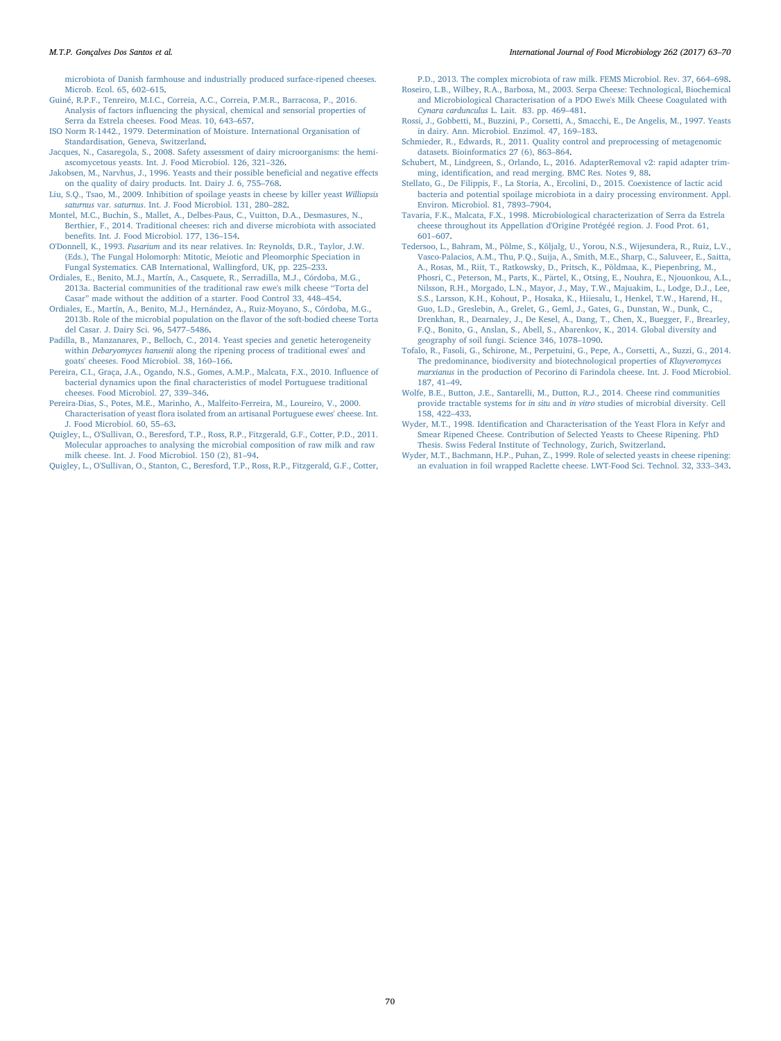microbiota of Danish farmhouse and industrially produced surface-ripened cheeses. Microb. Ecol. 65, 602–615.

Guiné, R.P.F., Tenreiro, M.I.C., Correia, A.C., Correia, P.M.R., Barracosa, P., 2016. Analysis of factors influencing the physical, chemical and sensorial properties of Serra da Estrela cheeses. Food Meas. 10, 643–657.

ISO Norm R-1442., 1979. Determination of Moisture. International Organisation of Standardisation, Geneva, Switzerland.

Jacques, N., Casaregola, S., 2008. Safety assessment of dairy microorganisms: the hemiascomycetous yeasts. Int. J. Food Microbiol. 126, 321–326.

Jakobsen, M., Narvhus, J., 1996. Yeasts and their possible beneficial and negative effects on the quality of dairy products. Int. Dairy J. 6, 755–768.

Liu, S.Q., Tsao, M., 2009. Inhibition of spoilage yeasts in cheese by killer yeast *Williopsis saturnus* var. *saturnus*. Int. J. Food Microbiol. 131, 280–282.

Montel, M.C., Buchin, S., Mallet, A., Delbes-Paus, C., Vuitton, D.A., Desmasures, N., Berthier, F., 2014. Traditional cheeses: rich and diverse microbiota with associated benefits. Int. J. Food Microbiol. 177, 136–154.

O'Donnell, K., 1993. *Fusarium* and its near relatives. In: Reynolds, D.R., Taylor, J.W. (Eds.), The Fungal Holomorph: Mitotic, Meiotic and Pleomorphic Speciation in Fungal Systematics. CAB International, Wallingford, UK, pp. 225–233.

Ordiales, E., Benito, M.J., Martín, A., Casquete, R., Serradilla, M.J., Córdoba, M.G., 2013a. Bacterial communities of the traditional raw ewe's milk cheese "Torta del Casar" made without the addition of a starter. Food Control 33, 448–454.

Ordiales, E., Martín, A., Benito, M.J., Hernández, A., Ruiz-Moyano, S., Córdoba, M.G., 2013b. Role of the microbial population on the flavor of the soft-bodied cheese Torta del Casar. J. Dairy Sci. 96, 5477–5486.

Padilla, B., Manzanares, P., Belloch, C., 2014. Yeast species and genetic heterogeneity within *Debaryomyces hansenii* along the ripening process of traditional ewes' and goats' cheeses. Food Microbiol. 38, 160–166.

Pereira, C.I., Graça, J.A., Ogando, N.S., Gomes, A.M.P., Malcata, F.X., 2010. Influence of bacterial dynamics upon the final characteristics of model Portuguese traditional cheeses. Food Microbiol. 27, 339–346.

Pereira-Dias, S., Potes, M.E., Marinho, A., Malfeito-Ferreira, M., Loureiro, V., 2000. Characterisation of yeast flora isolated from an artisanal Portuguese ewes' cheese. Int. J. Food Microbiol. 60, 55–63.

Quigley, L., O'Sullivan, O., Beresford, T.P., Ross, R.P., Fitzgerald, G.F., Cotter, P.D., 2011. Molecular approaches to analysing the microbial composition of raw milk and raw milk cheese. Int. J. Food Microbiol. 150 (2), 81–94.

Quigley, L., O'Sullivan, O., Stanton, C., Beresford, T.P., Ross, R.P., Fitzgerald, G.F., Cotter, P.D., 2013. The complex microbiota of raw milk. FEMS Microbiol. Rev. 37, 664–698.

Roseiro, L.B., Wilbey, R.A., Barbosa, M., 2003. Serpa Cheese: Technological, Biochemical and Microbiological Characterisation of a PDO Ewe's Milk Cheese Coagulated with *Cynara cardunculus* L. Lait. 83. pp. 469–481.

Rossi, J., Gobbetti, M., Buzzini, P., Corsetti, A., Smacchi, E., De Angelis, M., 1997. Yeasts in dairy. Ann. Microbiol. Enzimol. 47, 169–183.

Schmieder, R., Edwards, R., 2011. Quality control and preprocessing of metagenomic datasets. Bioinformatics 27 (6), 863–864.

Schubert, M., Lindgreen, S., Orlando, L., 2016. AdapterRemoval v2: rapid adapter trimming, identification, and read merging. BMC Res. Notes 9, 88.

Stellato, G., De Filippis, F., La Storia, A., Ercolini, D., 2015. Coexistence of lactic acid bacteria and potential spoilage microbiota in a dairy processing environment. Appl. Environ. Microbiol. 81, 7893–7904.

Tavaria, F.K., Malcata, F.X., 1998. Microbiological characterization of Serra da Estrela cheese throughout its Appellation d'Origine Protégéé region. J. Food Prot. 61, 601–607.

Tedersoo, L., Bahram, M., Põlme, S., Kõljalg, U., Yorou, N.S., Wijesundera, R., Ruiz, L.V., Vasco-Palacios, A.M., Thu, P.Q., Suija, A., Smith, M.E., Sharp, C., Saluveer, E., Saitta, A., Rosas, M., Riit, T., Ratkowsky, D., Pritsch, K., Põldmaa, K., Piepenbring, M., Phosri, C., Peterson, M., Parts, K., Pärtel, K., Otsing, E., Nouhra, E., Njouonkou, A.L., Nilsson, R.H., Morgado, L.N., Mayor, J., May, T.W., Majuakim, L., Lodge, D.J., Lee, S.S., Larsson, K.H., Kohout, P., Hosaka, K., Hiiesalu, I., Henkel, T.W., Harend, H., Guo, L.D., Greslebin, A., Grelet, G., Geml, J., Gates, G., Dunstan, W., Dunk, C., Drenkhan, R., Dearnaley, J., De Kesel, A., Dang, T., Chen, X., Buegger, F., Brearley, F.Q., Bonito, G., Anslan, S., Abell, S., Abarenkov, K., 2014. Global diversity and geography of soil fungi. Science 346, 1078–1090.

Tofalo, R., Fasoli, G., Schirone, M., Perpetuini, G., Pepe, A., Corsetti, A., Suzzi, G., 2014. The predominance, biodiversity and biotechnological properties of *Kluyveromyces marxianus* in the production of Pecorino di Farindola cheese. Int. J. Food Microbiol. 187, 41–49.

Wolfe, B.E., Button, J.E., Santarelli, M., Dutton, R.J., 2014. Cheese rind communities provide tractable systems for *in situ* and *in vitro* studies of microbial diversity. Cell 158, 422–433.

Wyder, M.T., 1998. Identification and Characterisation of the Yeast Flora in Kefyr and Smear Ripened Cheese. Contribution of Selected Yeasts to Cheese Ripening. PhD Thesis. Swiss Federal Institute of Technology, Zurich, Switzerland.

Wyder, M.T., Bachmann, H.P., Puhan, Z., 1999. Role of selected yeasts in cheese ripening: an evaluation in foil wrapped Raclette cheese. LWT-Food Sci. Technol. 32, 333–343.